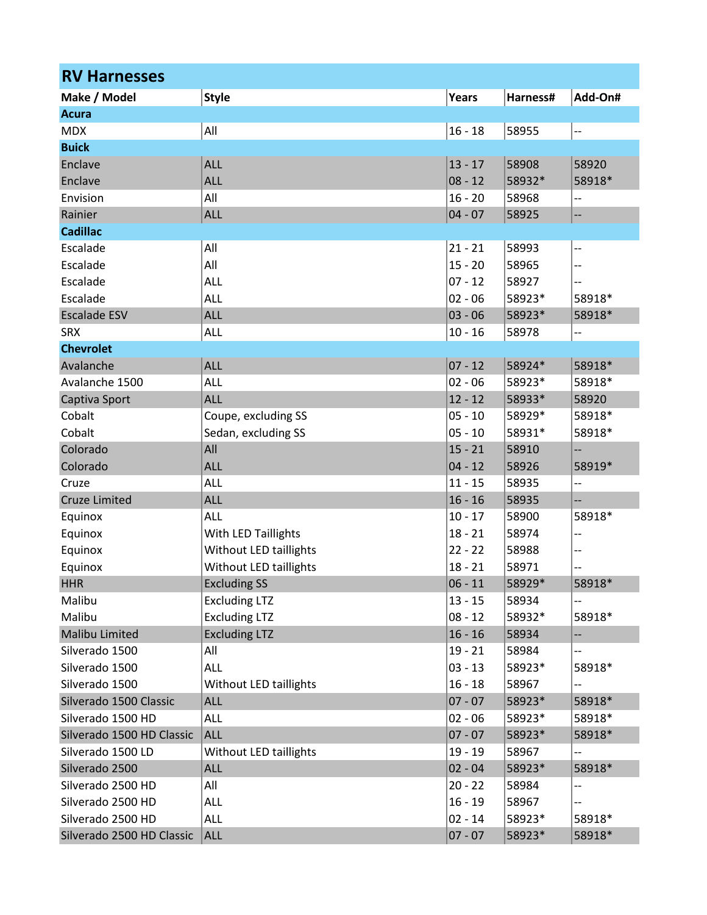# RV Harnesses

| Make / Model | Style | Years | Harness# | Add-On# |
|---|---|---|---|---|
| **Acura** | | | | |
| MDX | All | 16 - 18 | 58955 | -- |
| **Buick** | | | | |
| Enclave | ALL | 13 - 17 | 58908 | 58920 |
| Enclave | ALL | 08 - 12 | 58932* | 58918* |
| Envision | All | 16 - 20 | 58968 | -- |
| Rainier | ALL | 04 - 07 | 58925 | -- |
| **Cadillac** | | | | |
| Escalade | All | 21 - 21 | 58993 | -- |
| Escalade | All | 15 - 20 | 58965 | -- |
| Escalade | ALL | 07 - 12 | 58927 | -- |
| Escalade | ALL | 02 - 06 | 58923* | 58918* |
| Escalade ESV | ALL | 03 - 06 | 58923* | 58918* |
| SRX | ALL | 10 - 16 | 58978 | -- |
| **Chevrolet** | | | | |
| Avalanche | ALL | 07 - 12 | 58924* | 58918* |
| Avalanche 1500 | ALL | 02 - 06 | 58923* | 58918* |
| Captiva Sport | ALL | 12 - 12 | 58933* | 58920 |
| Cobalt | Coupe, excluding SS | 05 - 10 | 58929* | 58918* |
| Cobalt | Sedan, excluding SS | 05 - 10 | 58931* | 58918* |
| Colorado | All | 15 - 21 | 58910 | -- |
| Colorado | ALL | 04 - 12 | 58926 | 58919* |
| Cruze | ALL | 11 - 15 | 58935 | -- |
| Cruze Limited | ALL | 16 - 16 | 58935 | -- |
| Equinox | ALL | 10 - 17 | 58900 | 58918* |
| Equinox | With LED Taillights | 18 - 21 | 58974 | -- |
| Equinox | Without LED taillights | 22 - 22 | 58988 | -- |
| Equinox | Without LED taillights | 18 - 21 | 58971 | -- |
| HHR | Excluding SS | 06 - 11 | 58929* | 58918* |
| Malibu | Excluding LTZ | 13 - 15 | 58934 | -- |
| Malibu | Excluding LTZ | 08 - 12 | 58932* | 58918* |
| Malibu Limited | Excluding LTZ | 16 - 16 | 58934 | -- |
| Silverado 1500 | All | 19 - 21 | 58984 | -- |
| Silverado 1500 | ALL | 03 - 13 | 58923* | 58918* |
| Silverado 1500 | Without LED taillights | 16 - 18 | 58967 | -- |
| Silverado 1500 Classic | ALL | 07 - 07 | 58923* | 58918* |
| Silverado 1500 HD | ALL | 02 - 06 | 58923* | 58918* |
| Silverado 1500 HD Classic | ALL | 07 - 07 | 58923* | 58918* |
| Silverado 1500 LD | Without LED taillights | 19 - 19 | 58967 | -- |
| Silverado 2500 | ALL | 02 - 04 | 58923* | 58918* |
| Silverado 2500 HD | All | 20 - 22 | 58984 | -- |
| Silverado 2500 HD | ALL | 16 - 19 | 58967 | -- |
| Silverado 2500 HD | ALL | 02 - 14 | 58923* | 58918* |
| Silverado 2500 HD Classic | ALL | 07 - 07 | 58923* | 58918* |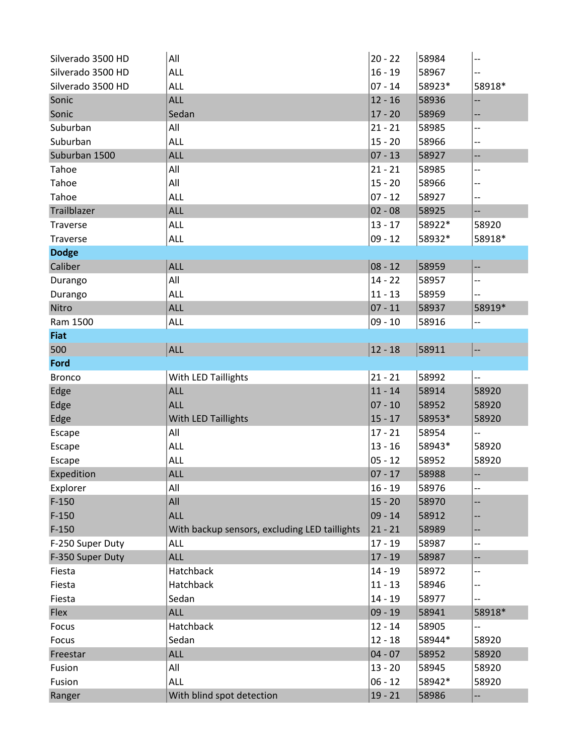| | | | | |
|---|---|---|---|---|
| Silverado 3500 HD | All | 20 - 22 | 58984 | -- |
| Silverado 3500 HD | ALL | 16 - 19 | 58967 | -- |
| Silverado 3500 HD | ALL | 07 - 14 | 58923* | 58918* |
| Sonic | ALL | 12 - 16 | 58936 | -- |
| Sonic | Sedan | 17 - 20 | 58969 | -- |
| Suburban | All | 21 - 21 | 58985 | -- |
| Suburban | ALL | 15 - 20 | 58966 | -- |
| Suburban 1500 | ALL | 07 - 13 | 58927 | -- |
| Tahoe | All | 21 - 21 | 58985 | -- |
| Tahoe | All | 15 - 20 | 58966 | -- |
| Tahoe | ALL | 07 - 12 | 58927 | -- |
| Trailblazer | ALL | 02 - 08 | 58925 | -- |
| Traverse | ALL | 13 - 17 | 58922* | 58920 |
| Traverse | ALL | 09 - 12 | 58932* | 58918* |
| **Dodge** | | | | |
| Caliber | ALL | 08 - 12 | 58959 | -- |
| Durango | All | 14 - 22 | 58957 | -- |
| Durango | ALL | 11 - 13 | 58959 | -- |
| Nitro | ALL | 07 - 11 | 58937 | 58919* |
| Ram 1500 | ALL | 09 - 10 | 58916 | -- |
| **Fiat** | | | | |
| 500 | ALL | 12 - 18 | 58911 | -- |
| **Ford** | | | | |
| Bronco | With LED Taillights | 21 - 21 | 58992 | -- |
| Edge | ALL | 11 - 14 | 58914 | 58920 |
| Edge | ALL | 07 - 10 | 58952 | 58920 |
| Edge | With LED Taillights | 15 - 17 | 58953* | 58920 |
| Escape | All | 17 - 21 | 58954 | -- |
| Escape | ALL | 13 - 16 | 58943* | 58920 |
| Escape | ALL | 05 - 12 | 58952 | 58920 |
| Expedition | ALL | 07 - 17 | 58988 | -- |
| Explorer | All | 16 - 19 | 58976 | -- |
| F-150 | All | 15 - 20 | 58970 | -- |
| F-150 | ALL | 09 - 14 | 58912 | -- |
| F-150 | With backup sensors, excluding LED taillights | 21 - 21 | 58989 | -- |
| F-250 Super Duty | ALL | 17 - 19 | 58987 | -- |
| F-350 Super Duty | ALL | 17 - 19 | 58987 | -- |
| Fiesta | Hatchback | 14 - 19 | 58972 | -- |
| Fiesta | Hatchback | 11 - 13 | 58946 | -- |
| Fiesta | Sedan | 14 - 19 | 58977 | -- |
| Flex | ALL | 09 - 19 | 58941 | 58918* |
| Focus | Hatchback | 12 - 14 | 58905 | -- |
| Focus | Sedan | 12 - 18 | 58944* | 58920 |
| Freestar | ALL | 04 - 07 | 58952 | 58920 |
| Fusion | All | 13 - 20 | 58945 | 58920 |
| Fusion | ALL | 06 - 12 | 58942* | 58920 |
| Ranger | With blind spot detection | 19 - 21 | 58986 | -- |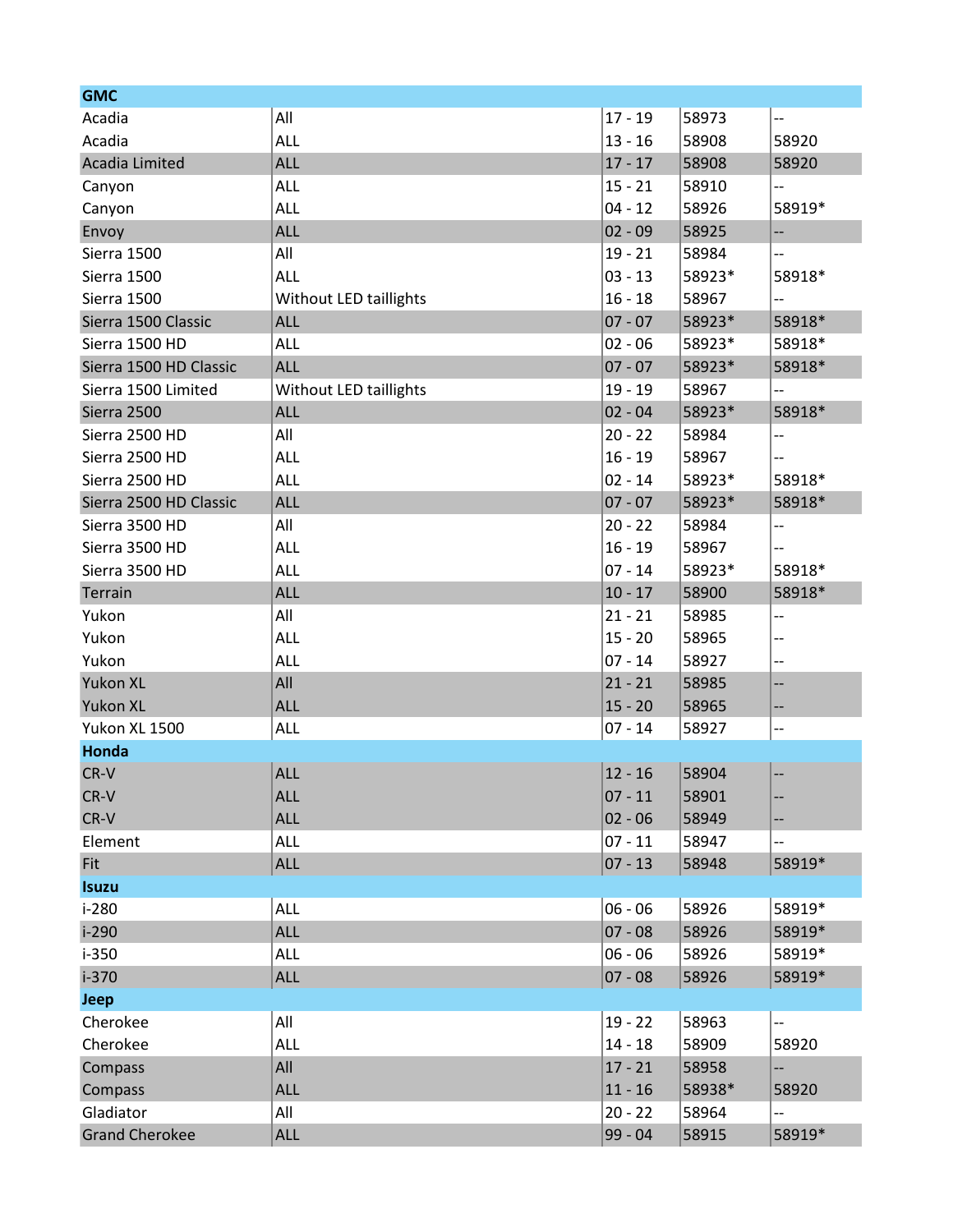| GMC | | | | |
|---|---|---|---|---|
| Acadia | All | 17 - 19 | 58973 | -- |
| Acadia | ALL | 13 - 16 | 58908 | 58920 |
| Acadia Limited | ALL | 17 - 17 | 58908 | 58920 |
| Canyon | ALL | 15 - 21 | 58910 | -- |
| Canyon | ALL | 04 - 12 | 58926 | 58919* |
| Envoy | ALL | 02 - 09 | 58925 | -- |
| Sierra 1500 | All | 19 - 21 | 58984 | -- |
| Sierra 1500 | ALL | 03 - 13 | 58923* | 58918* |
| Sierra 1500 | Without LED taillights | 16 - 18 | 58967 | -- |
| Sierra 1500 Classic | ALL | 07 - 07 | 58923* | 58918* |
| Sierra 1500 HD | ALL | 02 - 06 | 58923* | 58918* |
| Sierra 1500 HD Classic | ALL | 07 - 07 | 58923* | 58918* |
| Sierra 1500 Limited | Without LED taillights | 19 - 19 | 58967 | -- |
| Sierra 2500 | ALL | 02 - 04 | 58923* | 58918* |
| Sierra 2500 HD | All | 20 - 22 | 58984 | -- |
| Sierra 2500 HD | ALL | 16 - 19 | 58967 | -- |
| Sierra 2500 HD | ALL | 02 - 14 | 58923* | 58918* |
| Sierra 2500 HD Classic | ALL | 07 - 07 | 58923* | 58918* |
| Sierra 3500 HD | All | 20 - 22 | 58984 | -- |
| Sierra 3500 HD | ALL | 16 - 19 | 58967 | -- |
| Sierra 3500 HD | ALL | 07 - 14 | 58923* | 58918* |
| Terrain | ALL | 10 - 17 | 58900 | 58918* |
| Yukon | All | 21 - 21 | 58985 | -- |
| Yukon | ALL | 15 - 20 | 58965 | -- |
| Yukon | ALL | 07 - 14 | 58927 | -- |
| Yukon XL | All | 21 - 21 | 58985 | -- |
| Yukon XL | ALL | 15 - 20 | 58965 | -- |
| Yukon XL 1500 | ALL | 07 - 14 | 58927 | -- |
| **Honda** | | | | |
| CR-V | ALL | 12 - 16 | 58904 | -- |
| CR-V | ALL | 07 - 11 | 58901 | -- |
| CR-V | ALL | 02 - 06 | 58949 | -- |
| Element | ALL | 07 - 11 | 58947 | -- |
| Fit | ALL | 07 - 13 | 58948 | 58919* |
| **Isuzu** | | | | |
| i-280 | ALL | 06 - 06 | 58926 | 58919* |
| i-290 | ALL | 07 - 08 | 58926 | 58919* |
| i-350 | ALL | 06 - 06 | 58926 | 58919* |
| i-370 | ALL | 07 - 08 | 58926 | 58919* |
| **Jeep** | | | | |
| Cherokee | All | 19 - 22 | 58963 | -- |
| Cherokee | ALL | 14 - 18 | 58909 | 58920 |
| Compass | All | 17 - 21 | 58958 | -- |
| Compass | ALL | 11 - 16 | 58938* | 58920 |
| Gladiator | All | 20 - 22 | 58964 | -- |
| Grand Cherokee | ALL | 99 - 04 | 58915 | 58919* |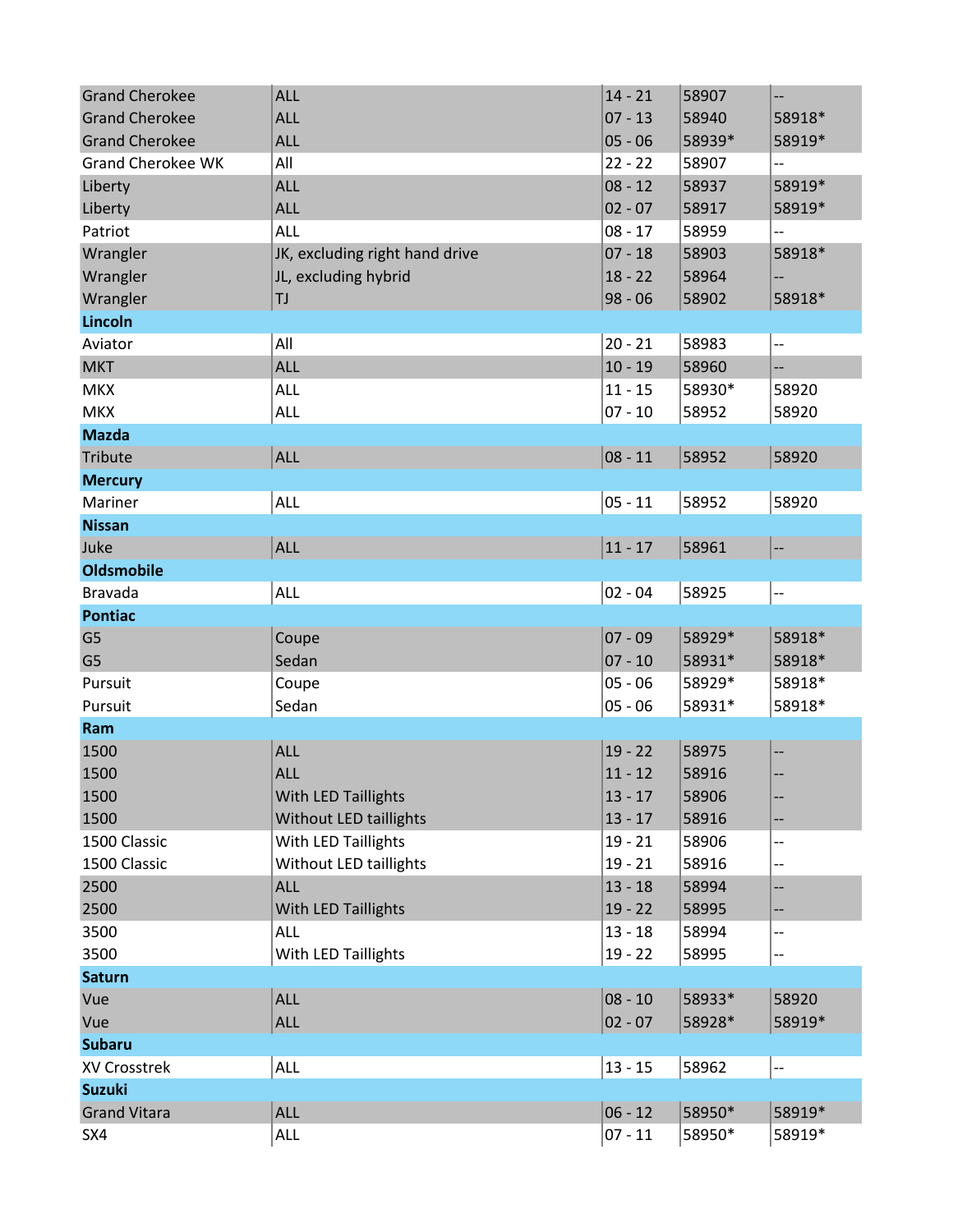| | | | | |
|---|---|---|---|---|
| Grand Cherokee | ALL | 14 - 21 | 58907 | -- |
| Grand Cherokee | ALL | 07 - 13 | 58940 | 58918* |
| Grand Cherokee | ALL | 05 - 06 | 58939* | 58919* |
| Grand Cherokee WK | All | 22 - 22 | 58907 | -- |
| Liberty | ALL | 08 - 12 | 58937 | 58919* |
| Liberty | ALL | 02 - 07 | 58917 | 58919* |
| Patriot | ALL | 08 - 17 | 58959 | -- |
| Wrangler | JK, excluding right hand drive | 07 - 18 | 58903 | 58918* |
| Wrangler | JL, excluding hybrid | 18 - 22 | 58964 | -- |
| Wrangler | TJ | 98 - 06 | 58902 | 58918* |
| **Lincoln** | | | | |
| Aviator | All | 20 - 21 | 58983 | -- |
| MKT | ALL | 10 - 19 | 58960 | -- |
| MKX | ALL | 11 - 15 | 58930* | 58920 |
| MKX | ALL | 07 - 10 | 58952 | 58920 |
| **Mazda** | | | | |
| Tribute | ALL | 08 - 11 | 58952 | 58920 |
| **Mercury** | | | | |
| Mariner | ALL | 05 - 11 | 58952 | 58920 |
| **Nissan** | | | | |
| Juke | ALL | 11 - 17 | 58961 | -- |
| **Oldsmobile** | | | | |
| Bravada | ALL | 02 - 04 | 58925 | -- |
| **Pontiac** | | | | |
| G5 | Coupe | 07 - 09 | 58929* | 58918* |
| G5 | Sedan | 07 - 10 | 58931* | 58918* |
| Pursuit | Coupe | 05 - 06 | 58929* | 58918* |
| Pursuit | Sedan | 05 - 06 | 58931* | 58918* |
| **Ram** | | | | |
| 1500 | ALL | 19 - 22 | 58975 | -- |
| 1500 | ALL | 11 - 12 | 58916 | -- |
| 1500 | With LED Taillights | 13 - 17 | 58906 | -- |
| 1500 | Without LED taillights | 13 - 17 | 58916 | -- |
| 1500 Classic | With LED Taillights | 19 - 21 | 58906 | -- |
| 1500 Classic | Without LED taillights | 19 - 21 | 58916 | -- |
| 2500 | ALL | 13 - 18 | 58994 | -- |
| 2500 | With LED Taillights | 19 - 22 | 58995 | -- |
| 3500 | ALL | 13 - 18 | 58994 | -- |
| 3500 | With LED Taillights | 19 - 22 | 58995 | -- |
| **Saturn** | | | | |
| Vue | ALL | 08 - 10 | 58933* | 58920 |
| Vue | ALL | 02 - 07 | 58928* | 58919* |
| **Subaru** | | | | |
| XV Crosstrek | ALL | 13 - 15 | 58962 | -- |
| **Suzuki** | | | | |
| Grand Vitara | ALL | 06 - 12 | 58950* | 58919* |
| SX4 | ALL | 07 - 11 | 58950* | 58919* |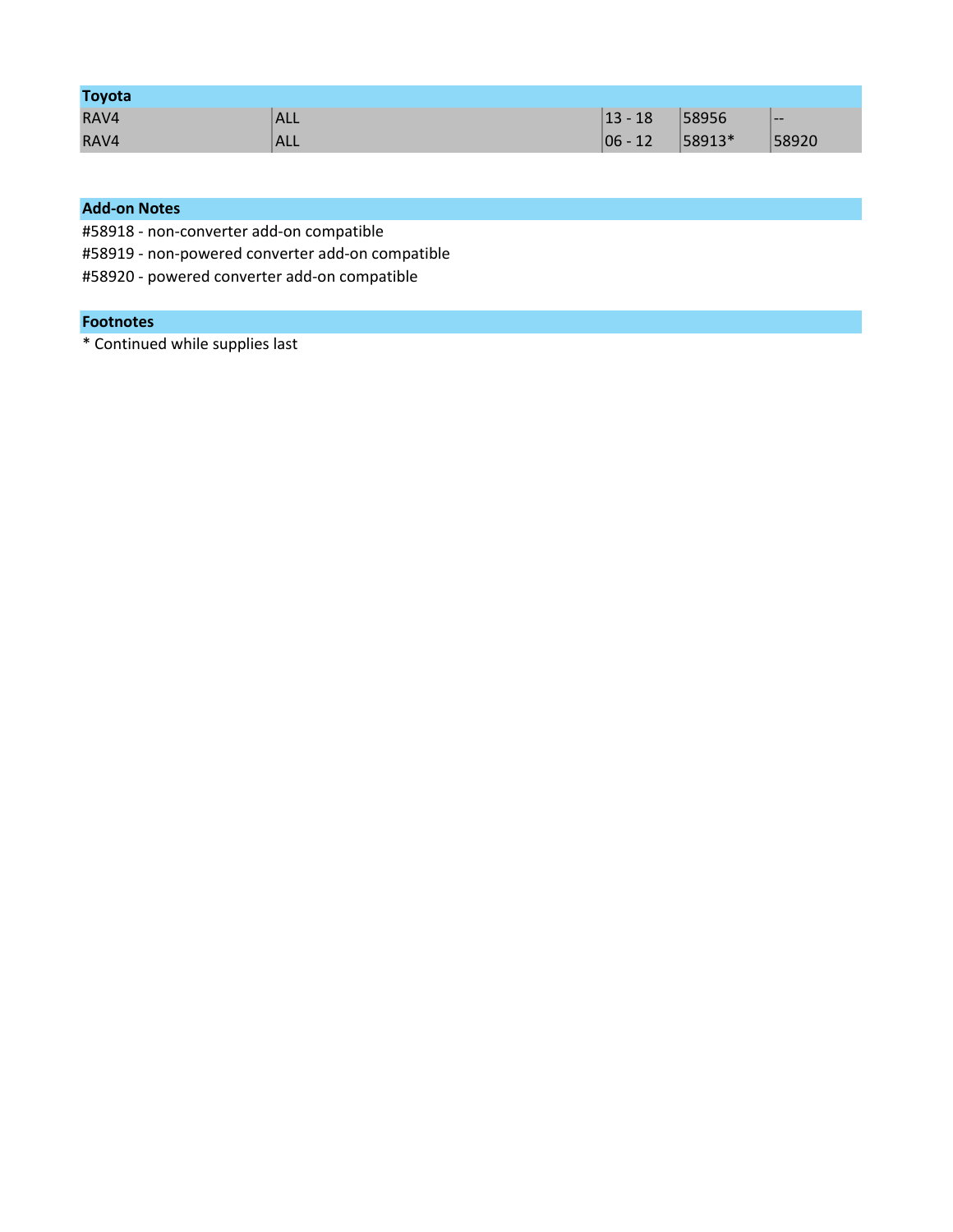## Toyota

| | | | | |
|---|---|---|---|---|
| RAV4 | ALL | 13 - 18 | 58956 | -- |
| RAV4 | ALL | 06 - 12 | 58913* | 58920 |

## Add-on Notes

#58918 - non-converter add-on compatible
#58919 - non-powered converter add-on compatible
#58920 - powered converter add-on compatible

## Footnotes

* Continued while supplies last